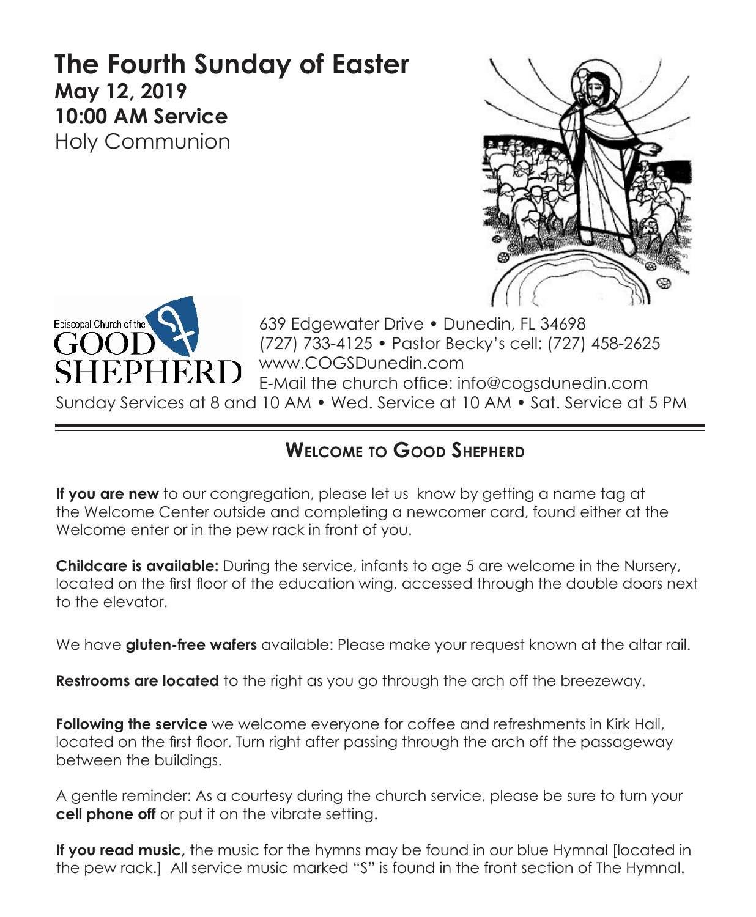# The Fourth Sunday of Easter

**May 12, 2019**

**10:00 AM Service**

Holy Communion

Episcopal Church of the GOOD SHEPHERD

639 Edgewater Drive • Dunedin, FL 34698
(727) 733-4125 • Pastor Becky's cell: (727) 458-2625
www.COGSDunedin.com
E-Mail the church office: info@cogsdunedin.com
Sunday Services at 8 and 10 AM • Wed. Service at 10 AM • Sat. Service at 5 PM

## Welcome to Good Shepherd

**If you are new** to our congregation, please let us know by getting a name tag at the Welcome Center outside and completing a newcomer card, found either at the Welcome enter or in the pew rack in front of you.

**Childcare is available:** During the service, infants to age 5 are welcome in the Nursery, located on the first floor of the education wing, accessed through the double doors next to the elevator.

We have **gluten-free wafers** available: Please make your request known at the altar rail.

**Restrooms are located** to the right as you go through the arch off the breezeway.

**Following the service** we welcome everyone for coffee and refreshments in Kirk Hall, located on the first floor. Turn right after passing through the arch off the passageway between the buildings.

A gentle reminder: As a courtesy during the church service, please be sure to turn your **cell phone off** or put it on the vibrate setting.

**If you read music,** the music for the hymns may be found in our blue Hymnal [located in the pew rack.] All service music marked "S" is found in the front section of The Hymnal.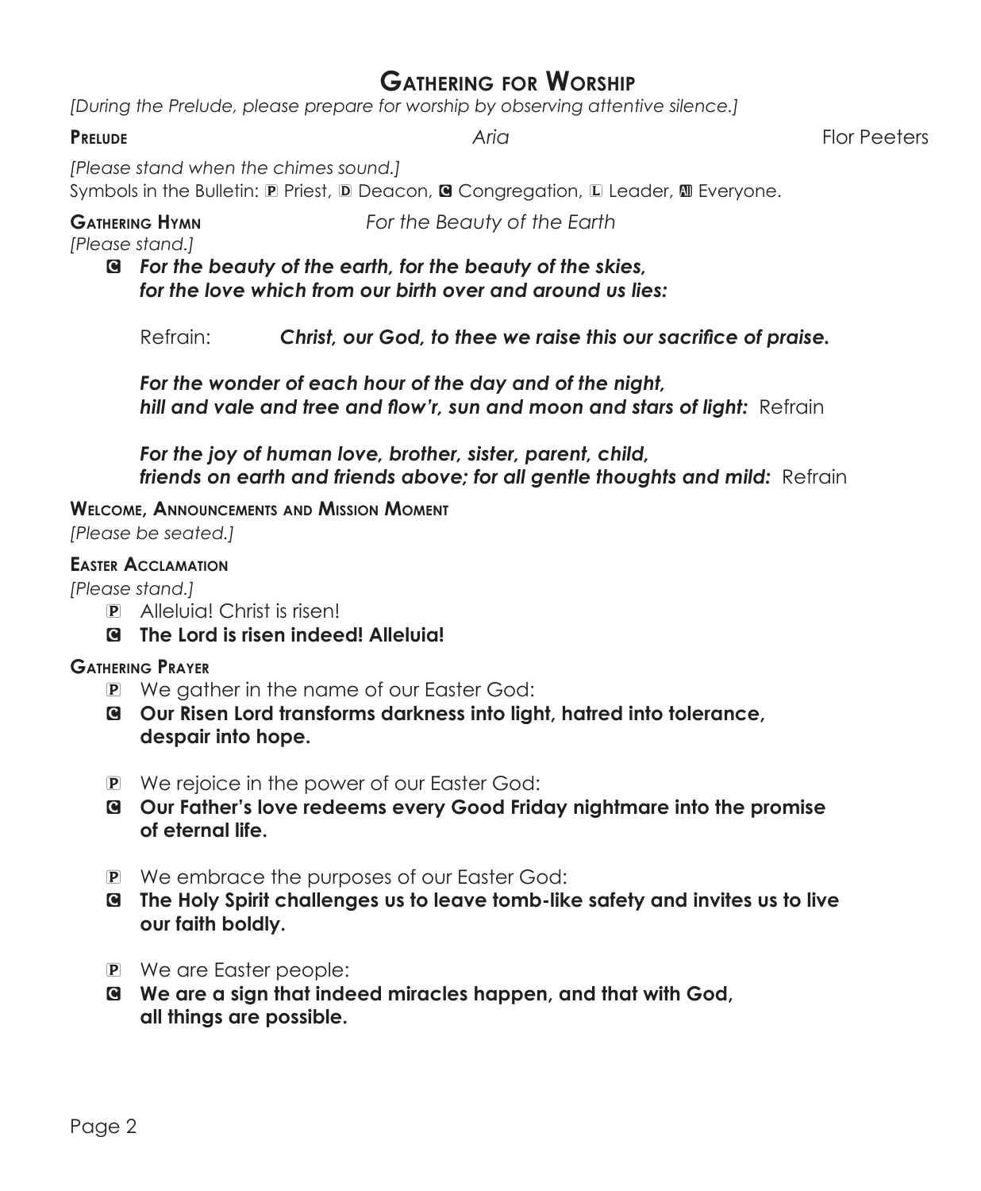# Gathering for Worship

*[During the Prelude, please prepare for worship by observing attentive silence.]*

**Prelude** *Aria* Flor Peeters

*[Please stand when the chimes sound.]*
Symbols in the Bulletin: P Priest, D Deacon, C Congregation, L Leader, All Everyone.

**Gathering Hymn** *For the Beauty of the Earth*
*[Please stand.]*

C ***For the beauty of the earth, for the beauty of the skies,***
***for the love which from our birth over and around us lies:***

Refrain: ***Christ, our God, to thee we raise this our sacrifice of praise.***

***For the wonder of each hour of the day and of the night,***
***hill and vale and tree and flow'r, sun and moon and stars of light:*** Refrain

***For the joy of human love, brother, sister, parent, child,***
***friends on earth and friends above; for all gentle thoughts and mild:*** Refrain

**Welcome, Announcements and Mission Moment**
*[Please be seated.]*

**Easter Acclamation**
*[Please stand.]*

P Alleluia! Christ is risen!
C **The Lord is risen indeed! Alleluia!**

**Gathering Prayer**

P We gather in the name of our Easter God:
C **Our Risen Lord transforms darkness into light, hatred into tolerance, despair into hope.**

P We rejoice in the power of our Easter God:
C **Our Father's love redeems every Good Friday nightmare into the promise of eternal life.**

P We embrace the purposes of our Easter God:
C **The Holy Spirit challenges us to leave tomb-like safety and invites us to live our faith boldly.**

P We are Easter people:
C **We are a sign that indeed miracles happen, and that with God, all things are possible.**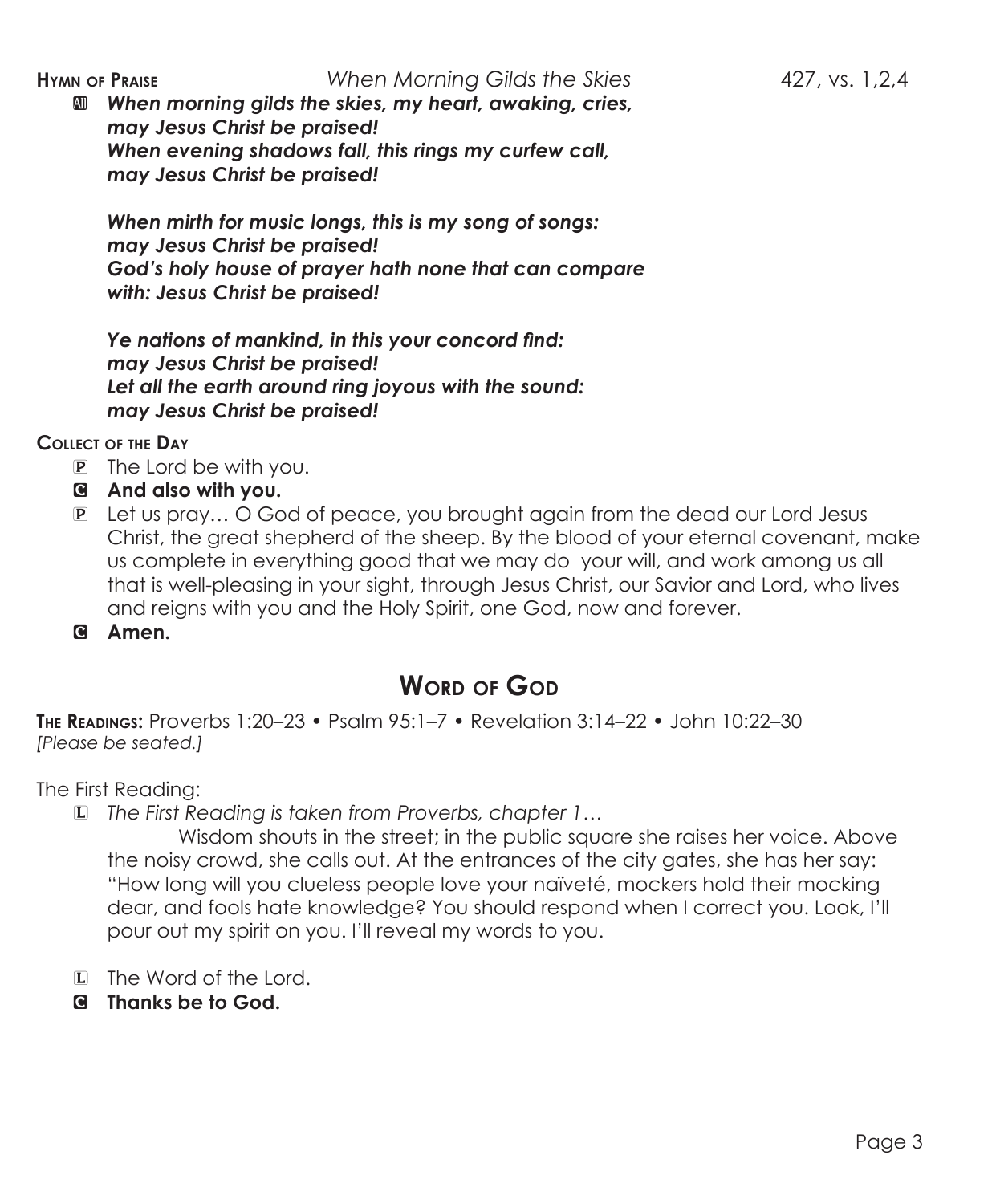**Hymn of Praise** *When Morning Gilds the Skies* 427, vs. 1,2,4

All ***When morning gilds the skies, my heart, awaking, cries,***
***may Jesus Christ be praised!***
***When evening shadows fall, this rings my curfew call,***
***may Jesus Christ be praised!***

***When mirth for music longs, this is my song of songs:***
***may Jesus Christ be praised!***
***God's holy house of prayer hath none that can compare***
***with: Jesus Christ be praised!***

***Ye nations of mankind, in this your concord find:***
***may Jesus Christ be praised!***
***Let all the earth around ring joyous with the sound:***
***may Jesus Christ be praised!***

**Collect of the Day**

P The Lord be with you.

C **And also with you.**

P Let us pray… O God of peace, you brought again from the dead our Lord Jesus Christ, the great shepherd of the sheep. By the blood of your eternal covenant, make us complete in everything good that we may do your will, and work among us all that is well-pleasing in your sight, through Jesus Christ, our Savior and Lord, who lives and reigns with you and the Holy Spirit, one God, now and forever.

C **Amen.**

## Word of God

**The Readings:** Proverbs 1:20–23 • Psalm 95:1–7 • Revelation 3:14–22 • John 10:22–30
*[Please be seated.]*

The First Reading:

L *The First Reading is taken from Proverbs, chapter 1…*

Wisdom shouts in the street; in the public square she raises her voice. Above the noisy crowd, she calls out. At the entrances of the city gates, she has her say: "How long will you clueless people love your naïveté, mockers hold their mocking dear, and fools hate knowledge? You should respond when I correct you. Look, I'll pour out my spirit on you. I'll reveal my words to you.

L The Word of the Lord.

C **Thanks be to God.**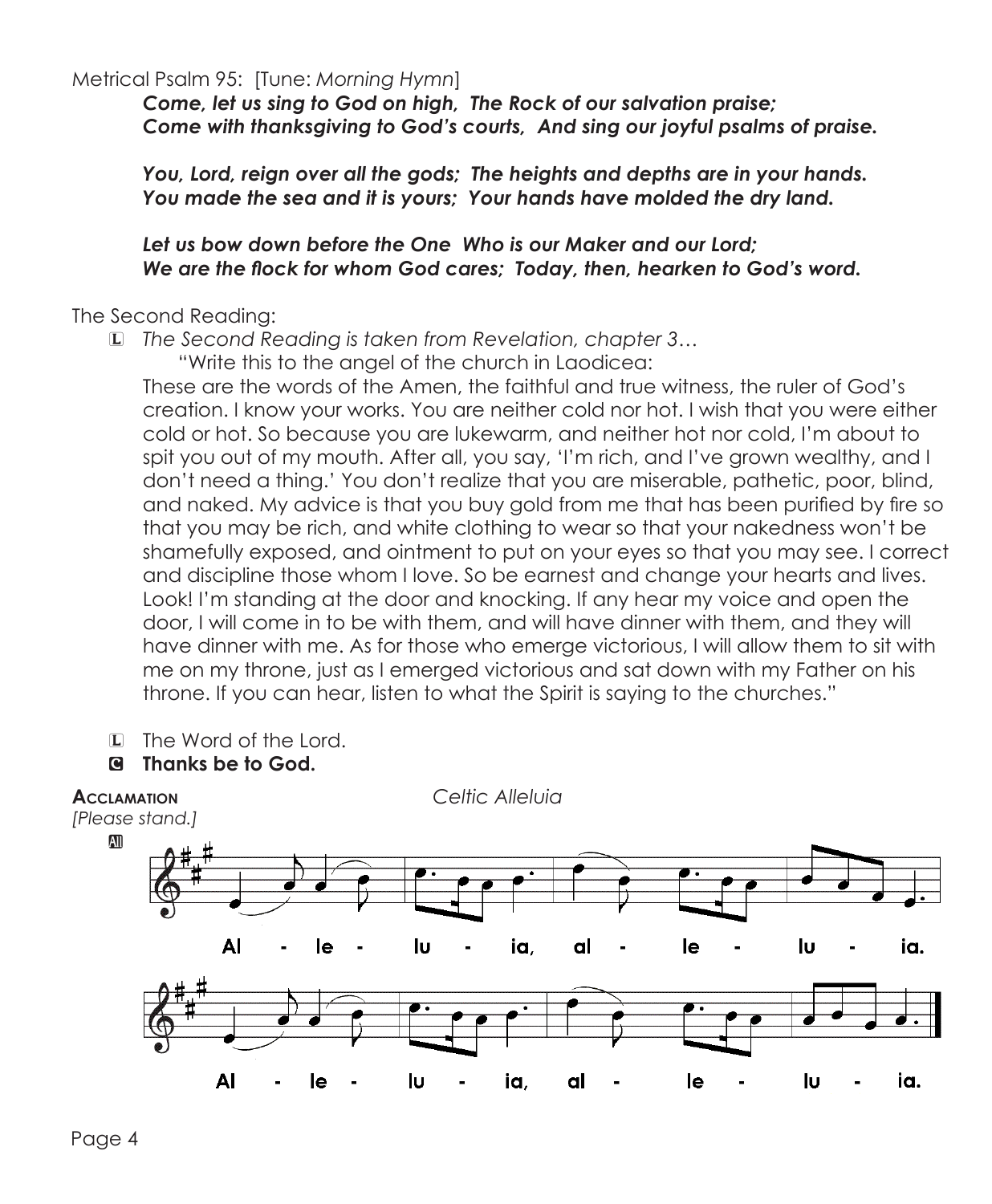Metrical Psalm 95: [Tune: *Morning Hymn*]

***Come, let us sing to God on high, The Rock of our salvation praise;***
***Come with thanksgiving to God's courts, And sing our joyful psalms of praise.***

***You, Lord, reign over all the gods; The heights and depths are in your hands.***
***You made the sea and it is yours; Your hands have molded the dry land.***

***Let us bow down before the One Who is our Maker and our Lord;***
***We are the flock for whom God cares; Today, then, hearken to God's word.***

The Second Reading:

L *The Second Reading is taken from Revelation, chapter 3…*

"Write this to the angel of the church in Laodicea:
These are the words of the Amen, the faithful and true witness, the ruler of God's creation. I know your works. You are neither cold nor hot. I wish that you were either cold or hot. So because you are lukewarm, and neither hot nor cold, I'm about to spit you out of my mouth. After all, you say, 'I'm rich, and I've grown wealthy, and I don't need a thing.' You don't realize that you are miserable, pathetic, poor, blind, and naked. My advice is that you buy gold from me that has been purified by fire so that you may be rich, and white clothing to wear so that your nakedness won't be shamefully exposed, and ointment to put on your eyes so that you may see. I correct and discipline those whom I love. So be earnest and change your hearts and lives. Look! I'm standing at the door and knocking. If any hear my voice and open the door, I will come in to be with them, and will have dinner with them, and they will have dinner with me. As for those who emerge victorious, I will allow them to sit with me on my throne, just as I emerged victorious and sat down with my Father on his throne. If you can hear, listen to what the Spirit is saying to the churches."

L The Word of the Lord.

C **Thanks be to God.**

**Acclamation** *Celtic Alleluia*

*[Please stand.]*

All

Al - le - lu - ia, al - le - lu - ia.

Al - le - lu - ia, al - le - lu - ia.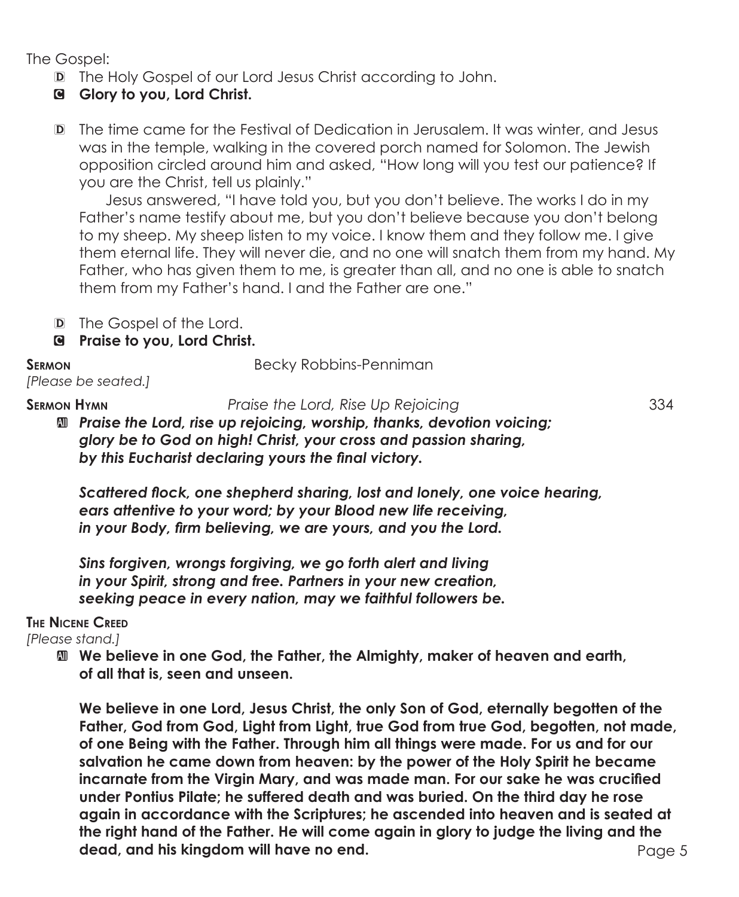The Gospel:

D The Holy Gospel of our Lord Jesus Christ according to John.

**C Glory to you, Lord Christ.**

D The time came for the Festival of Dedication in Jerusalem. It was winter, and Jesus was in the temple, walking in the covered porch named for Solomon. The Jewish opposition circled around him and asked, "How long will you test our patience? If you are the Christ, tell us plainly."

Jesus answered, "I have told you, but you don't believe. The works I do in my Father's name testify about me, but you don't believe because you don't belong to my sheep. My sheep listen to my voice. I know them and they follow me. I give them eternal life. They will never die, and no one will snatch them from my hand. My Father, who has given them to me, is greater than all, and no one is able to snatch them from my Father's hand. I and the Father are one."

D The Gospel of the Lord.

**C Praise to you, Lord Christ.**

**Sermon** Becky Robbins-Penniman

*[Please be seated.]*

**Sermon Hymn** *Praise the Lord, Rise Up Rejoicing* 334

**All** ***Praise the Lord, rise up rejoicing, worship, thanks, devotion voicing; glory be to God on high! Christ, your cross and passion sharing, by this Eucharist declaring yours the final victory.***

***Scattered flock, one shepherd sharing, lost and lonely, one voice hearing, ears attentive to your word; by your Blood new life receiving, in your Body, firm believing, we are yours, and you the Lord.***

***Sins forgiven, wrongs forgiving, we go forth alert and living in your Spirit, strong and free. Partners in your new creation, seeking peace in every nation, may we faithful followers be.***

**The Nicene Creed**

*[Please stand.]*

**All We believe in one God, the Father, the Almighty, maker of heaven and earth, of all that is, seen and unseen.**

**We believe in one Lord, Jesus Christ, the only Son of God, eternally begotten of the Father, God from God, Light from Light, true God from true God, begotten, not made, of one Being with the Father. Through him all things were made. For us and for our salvation he came down from heaven: by the power of the Holy Spirit he became incarnate from the Virgin Mary, and was made man. For our sake he was crucified under Pontius Pilate; he suffered death and was buried. On the third day he rose again in accordance with the Scriptures; he ascended into heaven and is seated at the right hand of the Father. He will come again in glory to judge the living and the dead, and his kingdom will have no end.**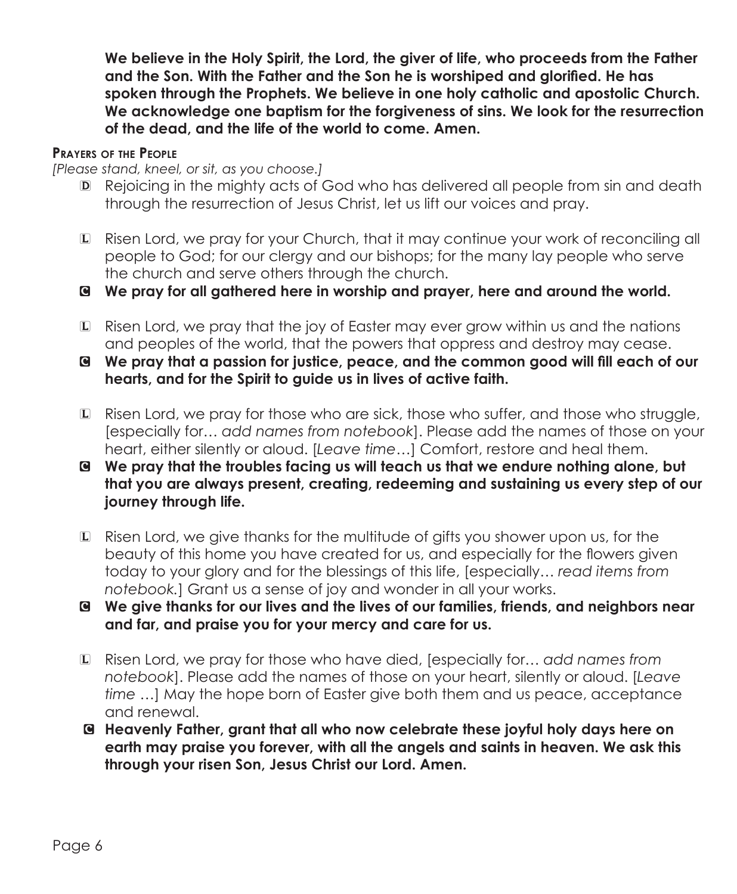**We believe in the Holy Spirit, the Lord, the giver of life, who proceeds from the Father and the Son. With the Father and the Son he is worshiped and glorified. He has spoken through the Prophets. We believe in one holy catholic and apostolic Church. We acknowledge one baptism for the forgiveness of sins. We look for the resurrection of the dead, and the life of the world to come. Amen.**

**Prayers of the People**

*[Please stand, kneel, or sit, as you choose.]*

D Rejoicing in the mighty acts of God who has delivered all people from sin and death through the resurrection of Jesus Christ, let us lift our voices and pray.

L Risen Lord, we pray for your Church, that it may continue your work of reconciling all people to God; for our clergy and our bishops; for the many lay people who serve the church and serve others through the church.

C **We pray for all gathered here in worship and prayer, here and around the world.**

L Risen Lord, we pray that the joy of Easter may ever grow within us and the nations and peoples of the world, that the powers that oppress and destroy may cease.

C **We pray that a passion for justice, peace, and the common good will fill each of our hearts, and for the Spirit to guide us in lives of active faith.**

L Risen Lord, we pray for those who are sick, those who suffer, and those who struggle, [especially for… *add names from notebook*]. Please add the names of those on your heart, either silently or aloud. [*Leave time*…] Comfort, restore and heal them.

C **We pray that the troubles facing us will teach us that we endure nothing alone, but that you are always present, creating, redeeming and sustaining us every step of our journey through life.**

L Risen Lord, we give thanks for the multitude of gifts you shower upon us, for the beauty of this home you have created for us, and especially for the flowers given today to your glory and for the blessings of this life, [especially… *read items from notebook.*] Grant us a sense of joy and wonder in all your works.

C **We give thanks for our lives and the lives of our families, friends, and neighbors near and far, and praise you for your mercy and care for us.**

L Risen Lord, we pray for those who have died, [especially for… *add names from notebook*]. Please add the names of those on your heart, silently or aloud. [*Leave time* …] May the hope born of Easter give both them and us peace, acceptance and renewal.

C **Heavenly Father, grant that all who now celebrate these joyful holy days here on earth may praise you forever, with all the angels and saints in heaven. We ask this through your risen Son, Jesus Christ our Lord. Amen.**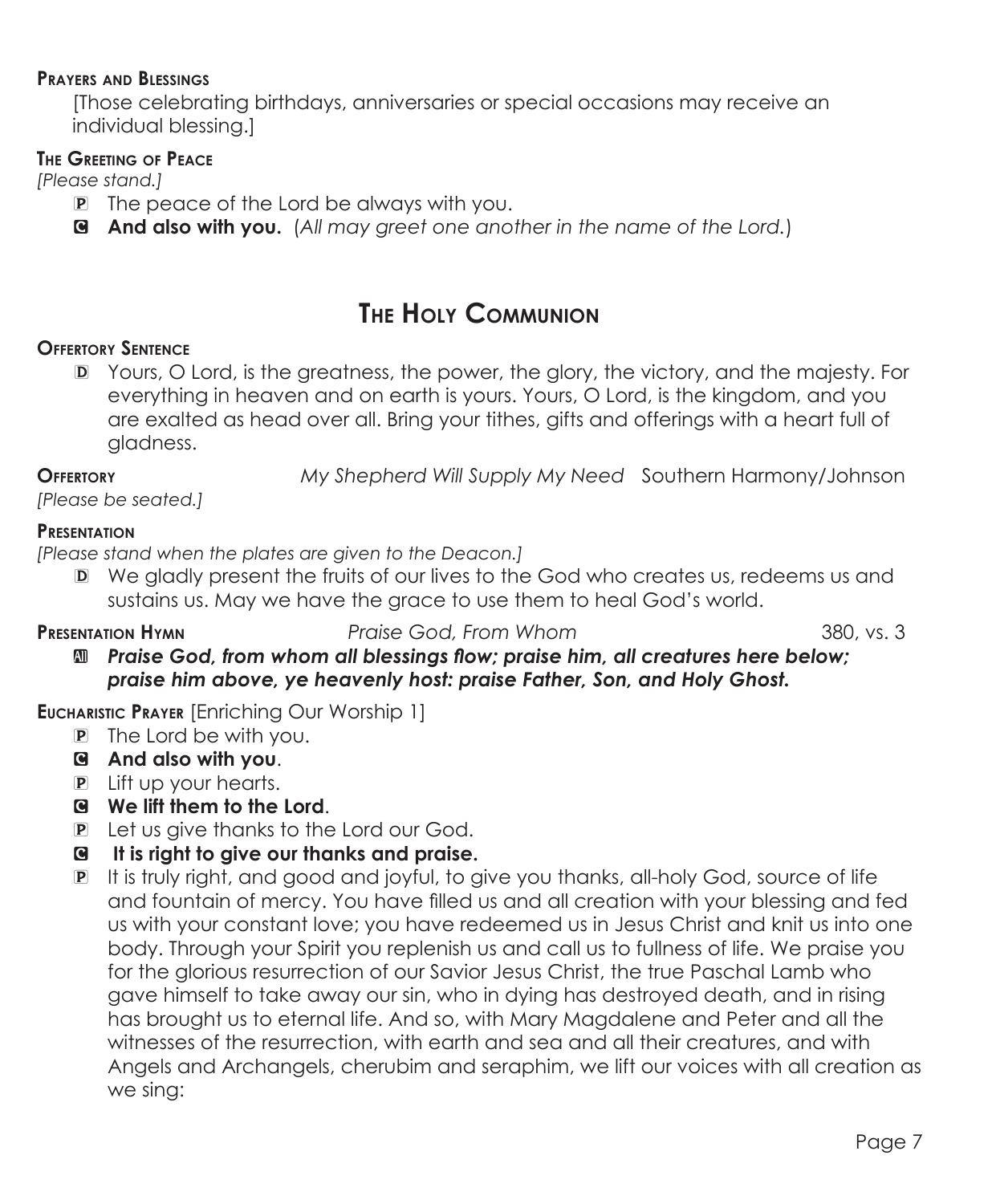**Prayers and Blessings**

[Those celebrating birthdays, anniversaries or special occasions may receive an individual blessing.]

**The Greeting of Peace**

*[Please stand.]*

P The peace of the Lord be always with you.

C **And also with you.** (*All may greet one another in the name of the Lord.*)

## The Holy Communion

**Offertory Sentence**

D Yours, O Lord, is the greatness, the power, the glory, the victory, and the majesty. For everything in heaven and on earth is yours. Yours, O Lord, is the kingdom, and you are exalted as head over all. Bring your tithes, gifts and offerings with a heart full of gladness.

**Offertory** *My Shepherd Will Supply My Need* Southern Harmony/Johnson

*[Please be seated.]*

**Presentation**

*[Please stand when the plates are given to the Deacon.]*

D We gladly present the fruits of our lives to the God who creates us, redeems us and sustains us. May we have the grace to use them to heal God's world.

**Presentation Hymn** *Praise God, From Whom* 380, vs. 3

A ***Praise God, from whom all blessings flow; praise him, all creatures here below; praise him above, ye heavenly host: praise Father, Son, and Holy Ghost.***

**Eucharistic Prayer** [Enriching Our Worship 1]

P The Lord be with you.

C **And also with you**.

P Lift up your hearts.

C **We lift them to the Lord**.

P Let us give thanks to the Lord our God.

C **It is right to give our thanks and praise.**

P It is truly right, and good and joyful, to give you thanks, all-holy God, source of life and fountain of mercy. You have filled us and all creation with your blessing and fed us with your constant love; you have redeemed us in Jesus Christ and knit us into one body. Through your Spirit you replenish us and call us to fullness of life. We praise you for the glorious resurrection of our Savior Jesus Christ, the true Paschal Lamb who gave himself to take away our sin, who in dying has destroyed death, and in rising has brought us to eternal life. And so, with Mary Magdalene and Peter and all the witnesses of the resurrection, with earth and sea and all their creatures, and with Angels and Archangels, cherubim and seraphim, we lift our voices with all creation as we sing: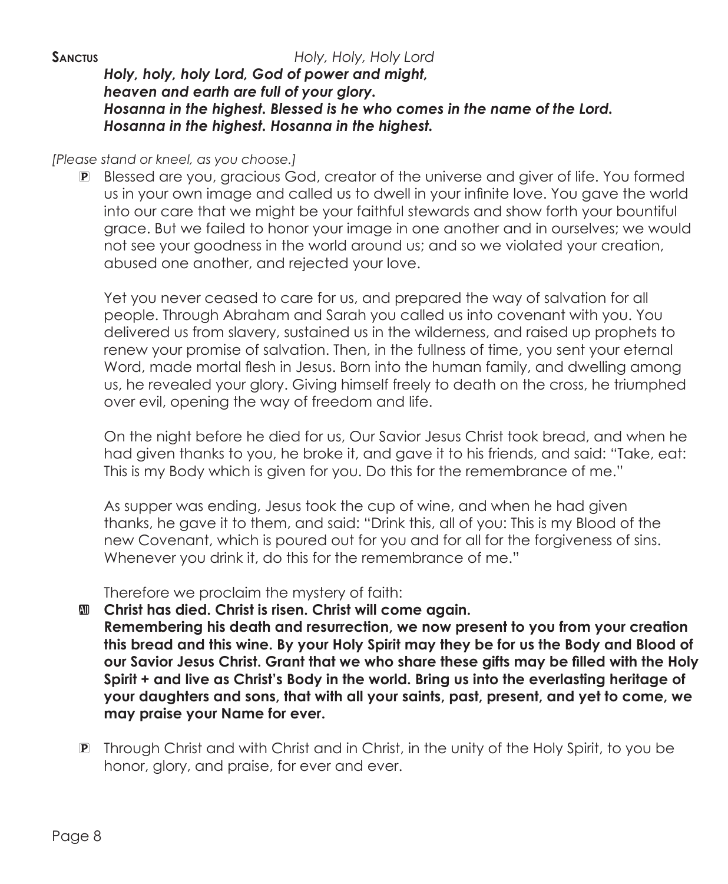**Sanctus** *Holy, Holy, Holy Lord*

***Holy, holy, holy Lord, God of power and might,***
***heaven and earth are full of your glory.***
***Hosanna in the highest. Blessed is he who comes in the name of the Lord.***
***Hosanna in the highest. Hosanna in the highest.***

*[Please stand or kneel, as you choose.]*

P Blessed are you, gracious God, creator of the universe and giver of life. You formed us in your own image and called us to dwell in your infinite love. You gave the world into our care that we might be your faithful stewards and show forth your bountiful grace. But we failed to honor your image in one another and in ourselves; we would not see your goodness in the world around us; and so we violated your creation, abused one another, and rejected your love.

Yet you never ceased to care for us, and prepared the way of salvation for all people. Through Abraham and Sarah you called us into covenant with you. You delivered us from slavery, sustained us in the wilderness, and raised up prophets to renew your promise of salvation. Then, in the fullness of time, you sent your eternal Word, made mortal flesh in Jesus. Born into the human family, and dwelling among us, he revealed your glory. Giving himself freely to death on the cross, he triumphed over evil, opening the way of freedom and life.

On the night before he died for us, Our Savior Jesus Christ took bread, and when he had given thanks to you, he broke it, and gave it to his friends, and said: "Take, eat: This is my Body which is given for you. Do this for the remembrance of me."

As supper was ending, Jesus took the cup of wine, and when he had given thanks, he gave it to them, and said: "Drink this, all of you: This is my Blood of the new Covenant, which is poured out for you and for all for the forgiveness of sins. Whenever you drink it, do this for the remembrance of me."

Therefore we proclaim the mystery of faith:

**All Christ has died. Christ is risen. Christ will come again.**
**Remembering his death and resurrection, we now present to you from your creation this bread and this wine. By your Holy Spirit may they be for us the Body and Blood of our Savior Jesus Christ. Grant that we who share these gifts may be filled with the Holy Spirit + and live as Christ's Body in the world. Bring us into the everlasting heritage of your daughters and sons, that with all your saints, past, present, and yet to come, we may praise your Name for ever.**

P Through Christ and with Christ and in Christ, in the unity of the Holy Spirit, to you be honor, glory, and praise, for ever and ever.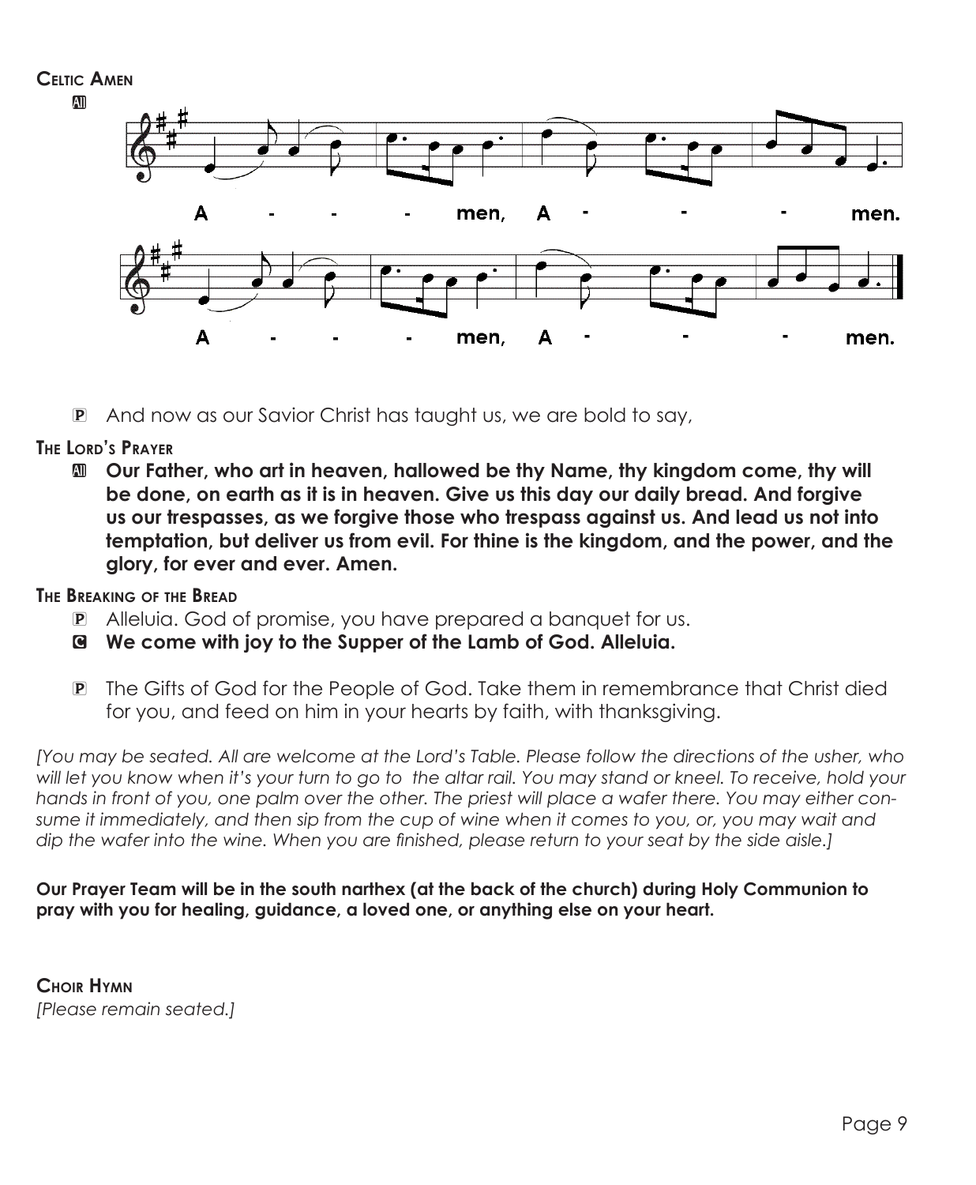**Celtic Amen**

All

A - - - men, A - - - men.

A - - - men, A - - - men.

P And now as our Savior Christ has taught us, we are bold to say,

**The Lord's Prayer**

All **Our Father, who art in heaven, hallowed be thy Name, thy kingdom come, thy will be done, on earth as it is in heaven. Give us this day our daily bread. And forgive us our trespasses, as we forgive those who trespass against us. And lead us not into temptation, but deliver us from evil. For thine is the kingdom, and the power, and the glory, for ever and ever. Amen.**

**The Breaking of the Bread**

P Alleluia. God of promise, you have prepared a banquet for us.

C **We come with joy to the Supper of the Lamb of God. Alleluia.**

P The Gifts of God for the People of God. Take them in remembrance that Christ died for you, and feed on him in your hearts by faith, with thanksgiving.

*[You may be seated. All are welcome at the Lord's Table. Please follow the directions of the usher, who will let you know when it's your turn to go to the altar rail. You may stand or kneel. To receive, hold your hands in front of you, one palm over the other. The priest will place a wafer there. You may either consume it immediately, and then sip from the cup of wine when it comes to you, or, you may wait and dip the wafer into the wine. When you are finished, please return to your seat by the side aisle.]*

**Our Prayer Team will be in the south narthex (at the back of the church) during Holy Communion to pray with you for healing, guidance, a loved one, or anything else on your heart.**

**Choir Hymn**

*[Please remain seated.]*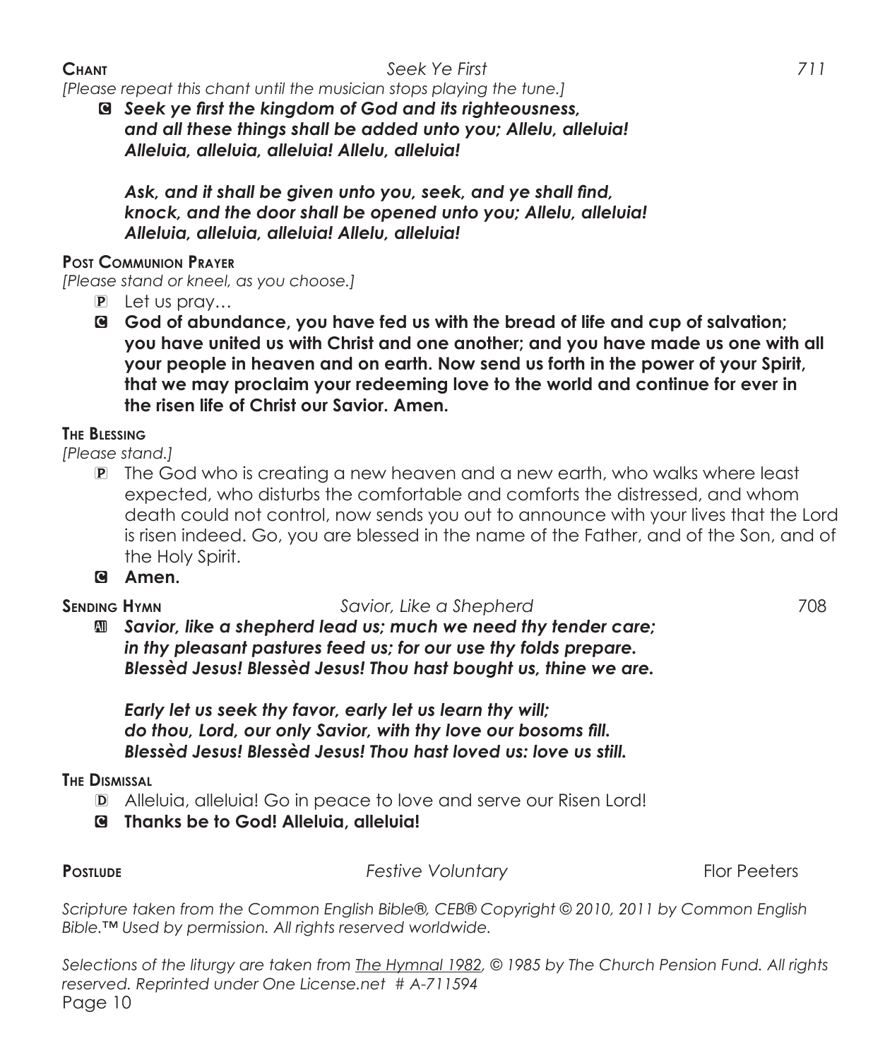**CHANT** *Seek Ye First* 711

*[Please repeat this chant until the musician stops playing the tune.]*

C ***Seek ye first the kingdom of God and its righteousness, and all these things shall be added unto you; Allelu, alleluia! Alleluia, alleluia, alleluia! Allelu, alleluia!***

***Ask, and it shall be given unto you, seek, and ye shall find, knock, and the door shall be opened unto you; Allelu, alleluia! Alleluia, alleluia, alleluia! Allelu, alleluia!***

**POST COMMUNION PRAYER**

*[Please stand or kneel, as you choose.]*

P Let us pray…

C **God of abundance, you have fed us with the bread of life and cup of salvation; you have united us with Christ and one another; and you have made us one with all your people in heaven and on earth. Now send us forth in the power of your Spirit, that we may proclaim your redeeming love to the world and continue for ever in the risen life of Christ our Savior. Amen.**

**THE BLESSING**

*[Please stand.]*

P The God who is creating a new heaven and a new earth, who walks where least expected, who disturbs the comfortable and comforts the distressed, and whom death could not control, now sends you out to announce with your lives that the Lord is risen indeed. Go, you are blessed in the name of the Father, and of the Son, and of the Holy Spirit.

C **Amen.**

**SENDING HYMN** *Savior, Like a Shepherd* 708

All ***Savior, like a shepherd lead us; much we need thy tender care; in thy pleasant pastures feed us; for our use thy folds prepare. Blessèd Jesus! Blessèd Jesus! Thou hast bought us, thine we are.***

***Early let us seek thy favor, early let us learn thy will; do thou, Lord, our only Savior, with thy love our bosoms fill. Blessèd Jesus! Blessèd Jesus! Thou hast loved us: love us still.***

**THE DISMISSAL**

D Alleluia, alleluia! Go in peace to love and serve our Risen Lord!

C **Thanks be to God! Alleluia, alleluia!**

**POSTLUDE** *Festive Voluntary* Flor Peeters

*Scripture taken from the Common English Bible®, CEB® Copyright © 2010, 2011 by Common English Bible.™ Used by permission. All rights reserved worldwide.*

*Selections of the liturgy are taken from The Hymnal 1982, © 1985 by The Church Pension Fund. All rights reserved. Reprinted under One License.net # A-711594*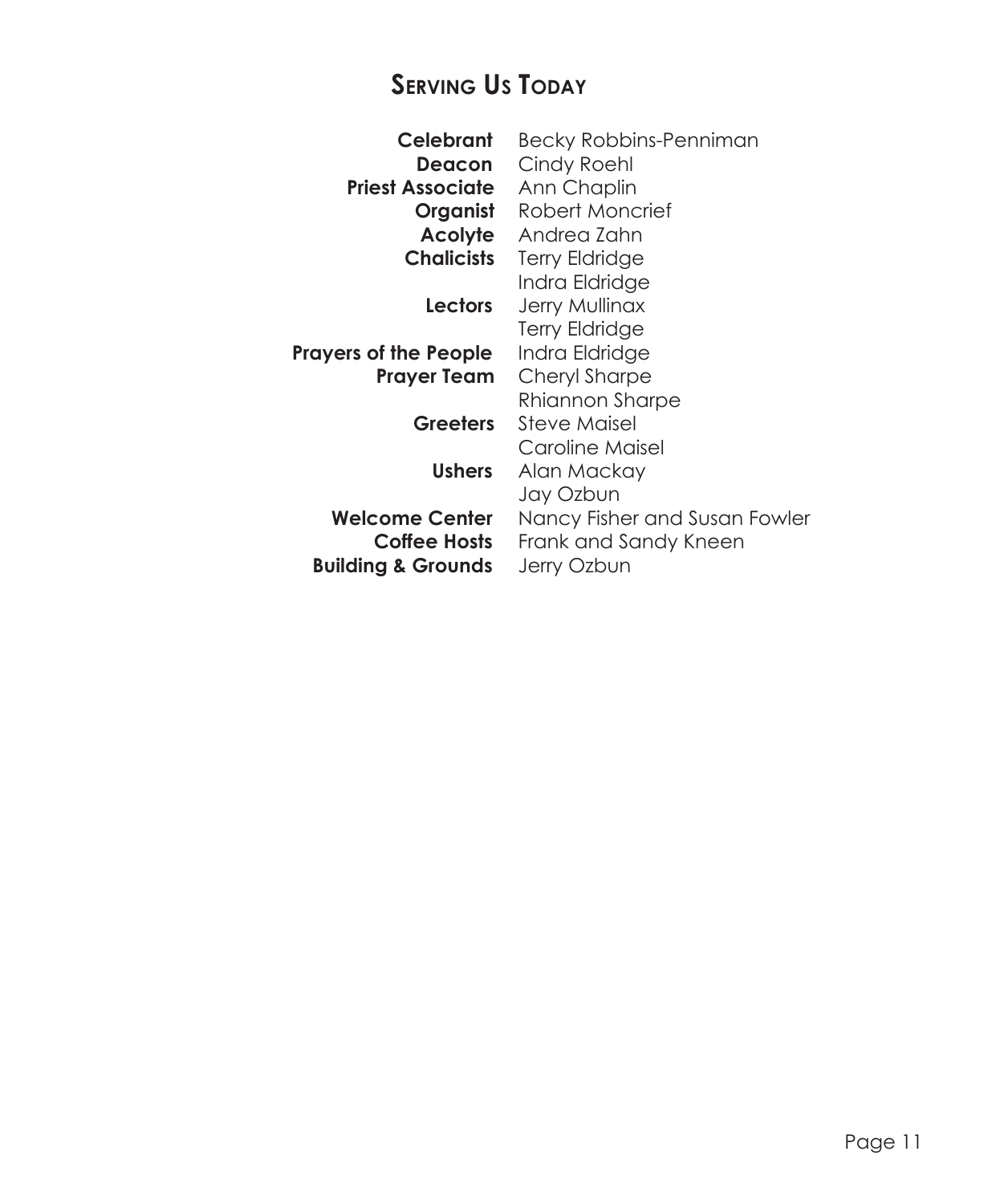## Serving Us Today

| | |
|---|---|
| **Celebrant** | Becky Robbins-Penniman |
| **Deacon** | Cindy Roehl |
| **Priest Associate** | Ann Chaplin |
| **Organist** | Robert Moncrief |
| **Acolyte** | Andrea Zahn |
| **Chalicists** | Terry Eldridge |
| | Indra Eldridge |
| **Lectors** | Jerry Mullinax |
| | Terry Eldridge |
| **Prayers of the People** | Indra Eldridge |
| **Prayer Team** | Cheryl Sharpe |
| | Rhiannon Sharpe |
| **Greeters** | Steve Maisel |
| | Caroline Maisel |
| **Ushers** | Alan Mackay |
| | Jay Ozbun |
| **Welcome Center** | Nancy Fisher and Susan Fowler |
| **Coffee Hosts** | Frank and Sandy Kneen |
| **Building & Grounds** | Jerry Ozbun |